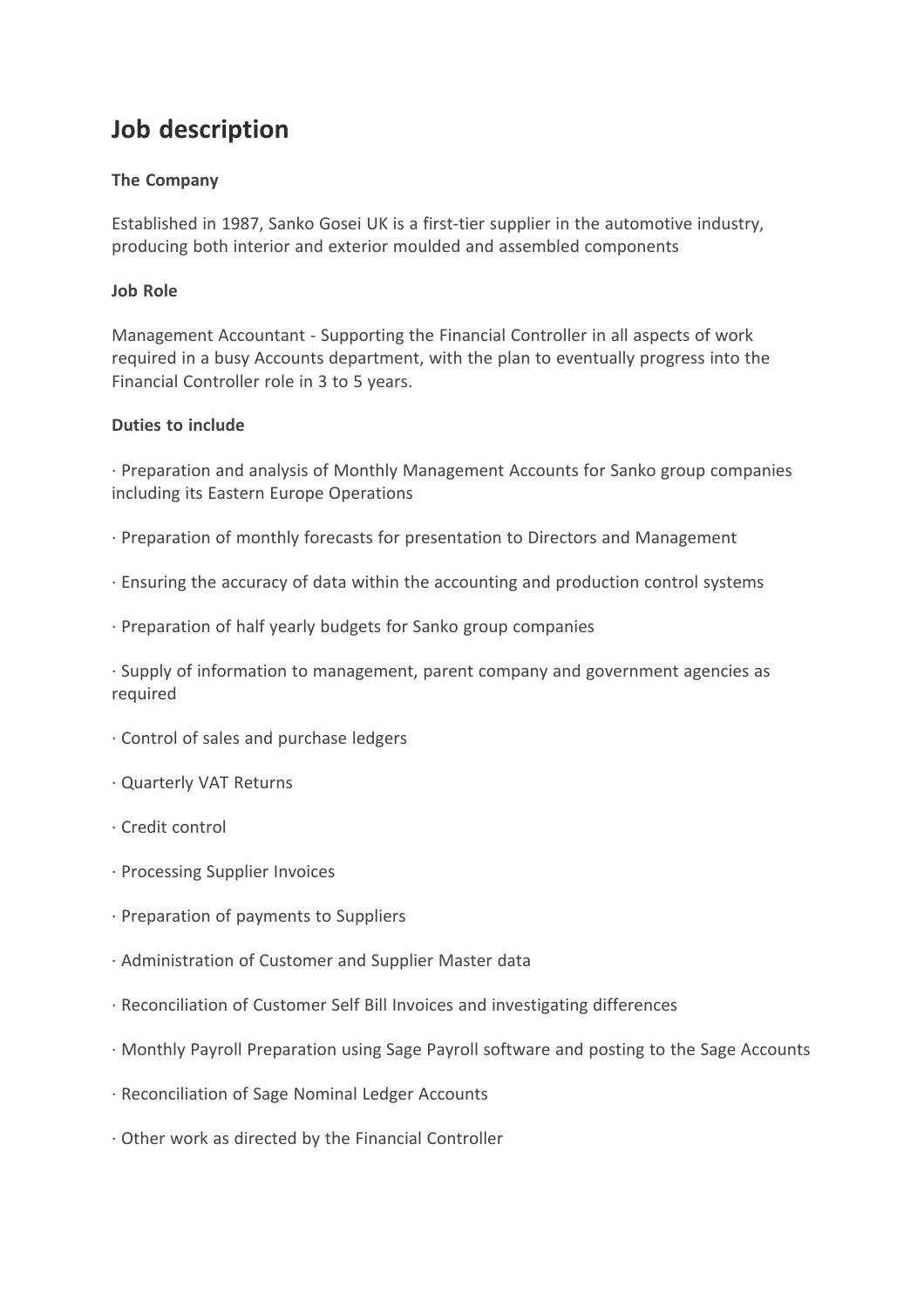# Job description

**The Company**

Established in 1987, Sanko Gosei UK is a first-tier supplier in the automotive industry, producing both interior and exterior moulded and assembled components

**Job Role**

Management Accountant - Supporting the Financial Controller in all aspects of work required in a busy Accounts department, with the plan to eventually progress into the Financial Controller role in 3 to 5 years.

**Duties to include**

· Preparation and analysis of Monthly Management Accounts for Sanko group companies including its Eastern Europe Operations

· Preparation of monthly forecasts for presentation to Directors and Management

· Ensuring the accuracy of data within the accounting and production control systems

· Preparation of half yearly budgets for Sanko group companies

· Supply of information to management, parent company and government agencies as required

· Control of sales and purchase ledgers

· Quarterly VAT Returns

· Credit control

· Processing Supplier Invoices

· Preparation of payments to Suppliers

· Administration of Customer and Supplier Master data

· Reconciliation of Customer Self Bill Invoices and investigating differences

· Monthly Payroll Preparation using Sage Payroll software and posting to the Sage Accounts

· Reconciliation of Sage Nominal Ledger Accounts

· Other work as directed by the Financial Controller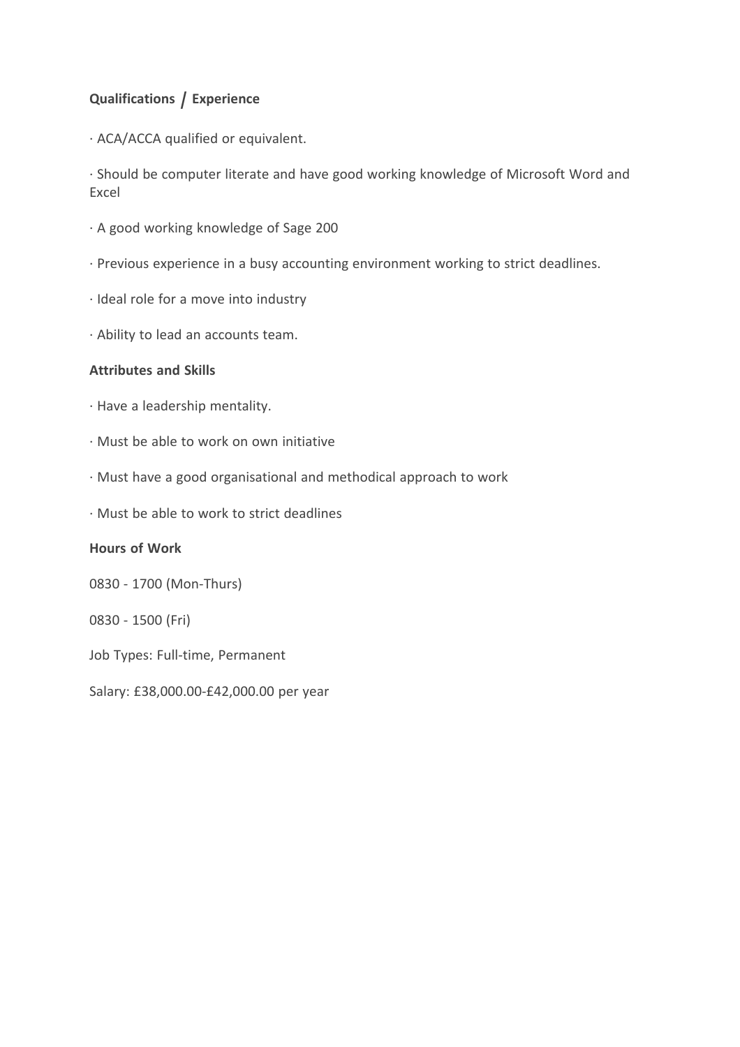**Qualifications / Experience**

· ACA/ACCA qualified or equivalent.

· Should be computer literate and have good working knowledge of Microsoft Word and Excel

· A good working knowledge of Sage 200

· Previous experience in a busy accounting environment working to strict deadlines.

· Ideal role for a move into industry

· Ability to lead an accounts team.

**Attributes and Skills**

· Have a leadership mentality.

· Must be able to work on own initiative

· Must have a good organisational and methodical approach to work

· Must be able to work to strict deadlines

**Hours of Work**

0830 - 1700 (Mon-Thurs)

0830 - 1500 (Fri)

Job Types: Full-time, Permanent

Salary: £38,000.00-£42,000.00 per year